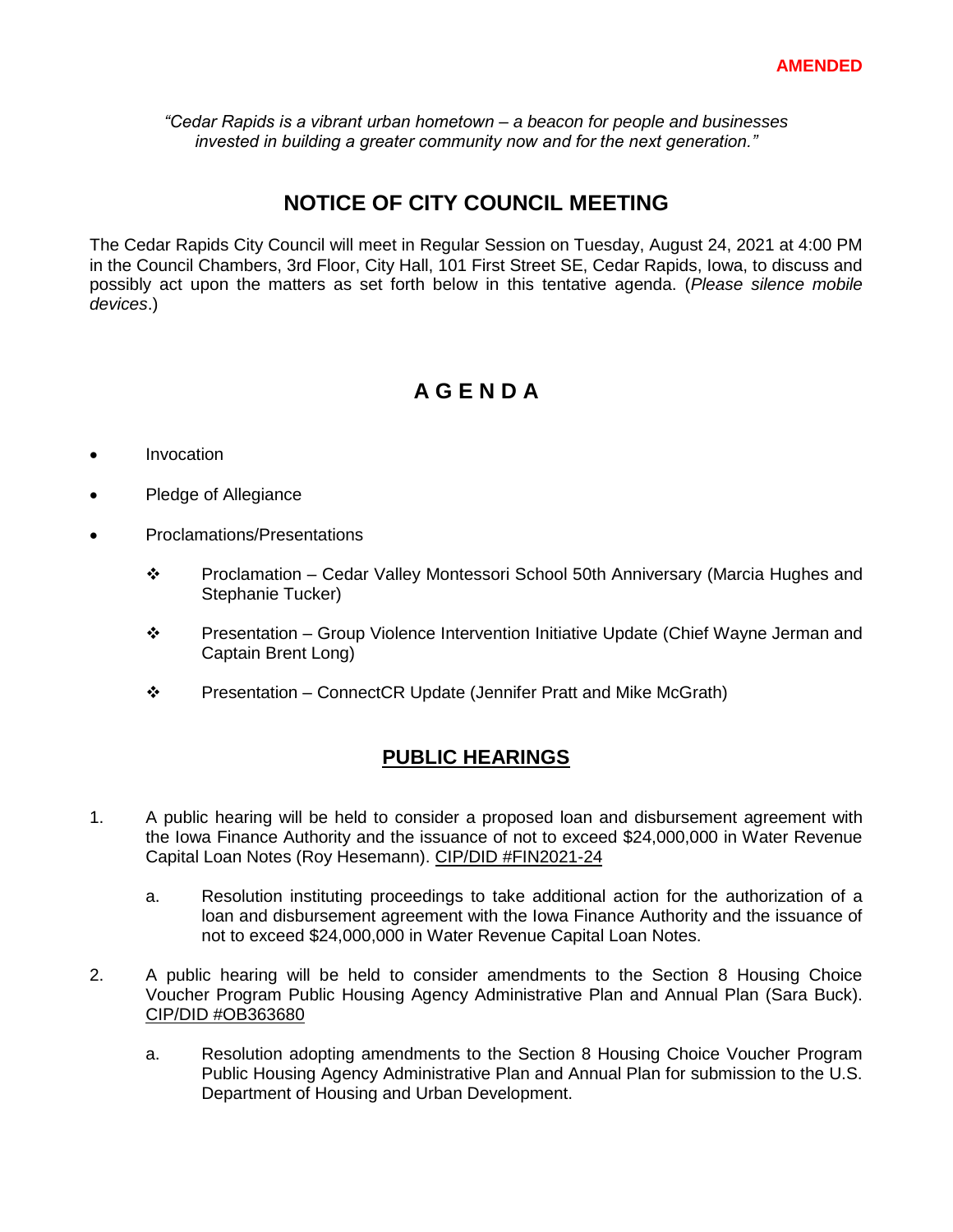**AMENDED**

*"Cedar Rapids is a vibrant urban hometown – a beacon for people and businesses invested in building a greater community now and for the next generation."*

## NOTICE OF CITY COUNCIL MEETING

The Cedar Rapids City Council will meet in Regular Session on Tuesday, August 24, 2021 at 4:00 PM in the Council Chambers, 3rd Floor, City Hall, 101 First Street SE, Cedar Rapids, Iowa, to discuss and possibly act upon the matters as set forth below in this tentative agenda. (*Please silence mobile devices*.)

## A G E N D A

- Invocation
- Pledge of Allegiance
- Proclamations/Presentations
  - ❖ Proclamation – Cedar Valley Montessori School 50th Anniversary (Marcia Hughes and Stephanie Tucker)
  - ❖ Presentation – Group Violence Intervention Initiative Update (Chief Wayne Jerman and Captain Brent Long)
  - ❖ Presentation – ConnectCR Update (Jennifer Pratt and Mike McGrath)

## PUBLIC HEARINGS

1. A public hearing will be held to consider a proposed loan and disbursement agreement with the Iowa Finance Authority and the issuance of not to exceed $24,000,000 in Water Revenue Capital Loan Notes (Roy Hesemann). CIP/DID #FIN2021-24

   a. Resolution instituting proceedings to take additional action for the authorization of a loan and disbursement agreement with the Iowa Finance Authority and the issuance of not to exceed $24,000,000 in Water Revenue Capital Loan Notes.

2. A public hearing will be held to consider amendments to the Section 8 Housing Choice Voucher Program Public Housing Agency Administrative Plan and Annual Plan (Sara Buck). CIP/DID #OB363680

   a. Resolution adopting amendments to the Section 8 Housing Choice Voucher Program Public Housing Agency Administrative Plan and Annual Plan for submission to the U.S. Department of Housing and Urban Development.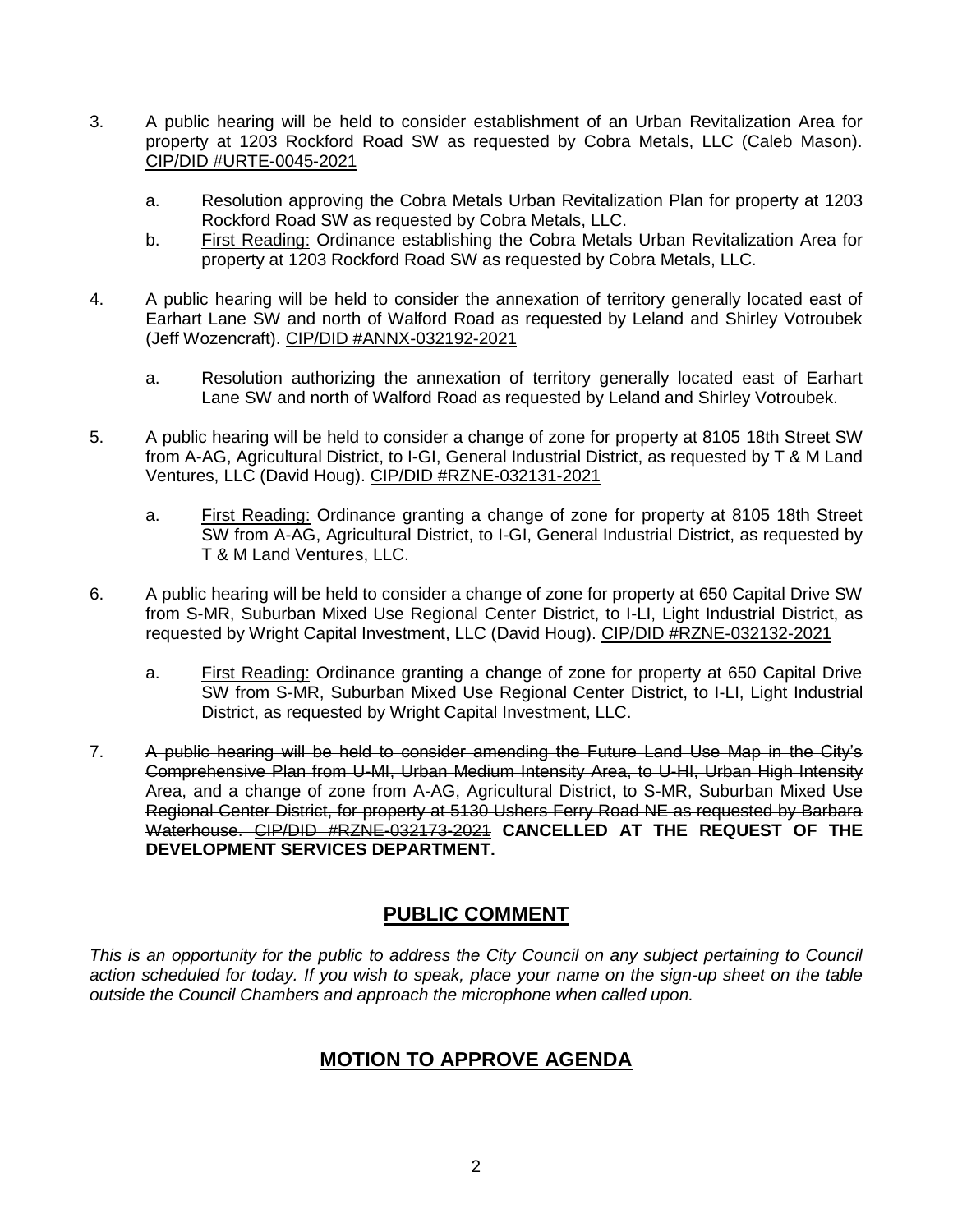3. A public hearing will be held to consider establishment of an Urban Revitalization Area for property at 1203 Rockford Road SW as requested by Cobra Metals, LLC (Caleb Mason). CIP/DID #URTE-0045-2021

    a. Resolution approving the Cobra Metals Urban Revitalization Plan for property at 1203 Rockford Road SW as requested by Cobra Metals, LLC.
    b. First Reading: Ordinance establishing the Cobra Metals Urban Revitalization Area for property at 1203 Rockford Road SW as requested by Cobra Metals, LLC.

4. A public hearing will be held to consider the annexation of territory generally located east of Earhart Lane SW and north of Walford Road as requested by Leland and Shirley Votroubek (Jeff Wozencraft). CIP/DID #ANNX-032192-2021

    a. Resolution authorizing the annexation of territory generally located east of Earhart Lane SW and north of Walford Road as requested by Leland and Shirley Votroubek.

5. A public hearing will be held to consider a change of zone for property at 8105 18th Street SW from A-AG, Agricultural District, to I-GI, General Industrial District, as requested by T & M Land Ventures, LLC (David Houg). CIP/DID #RZNE-032131-2021

    a. First Reading: Ordinance granting a change of zone for property at 8105 18th Street SW from A-AG, Agricultural District, to I-GI, General Industrial District, as requested by T & M Land Ventures, LLC.

6. A public hearing will be held to consider a change of zone for property at 650 Capital Drive SW from S-MR, Suburban Mixed Use Regional Center District, to I-LI, Light Industrial District, as requested by Wright Capital Investment, LLC (David Houg). CIP/DID #RZNE-032132-2021

    a. First Reading: Ordinance granting a change of zone for property at 650 Capital Drive SW from S-MR, Suburban Mixed Use Regional Center District, to I-LI, Light Industrial District, as requested by Wright Capital Investment, LLC.

7. ~~A public hearing will be held to consider amending the Future Land Use Map in the City's Comprehensive Plan from U-MI, Urban Medium Intensity Area, to U-HI, Urban High Intensity Area, and a change of zone from A-AG, Agricultural District, to S-MR, Suburban Mixed Use Regional Center District, for property at 5130 Ushers Ferry Road NE as requested by Barbara Waterhouse. CIP/DID #RZNE-032173-2021~~ **CANCELLED AT THE REQUEST OF THE DEVELOPMENT SERVICES DEPARTMENT.**

## PUBLIC COMMENT

*This is an opportunity for the public to address the City Council on any subject pertaining to Council action scheduled for today. If you wish to speak, place your name on the sign-up sheet on the table outside the Council Chambers and approach the microphone when called upon.*

## MOTION TO APPROVE AGENDA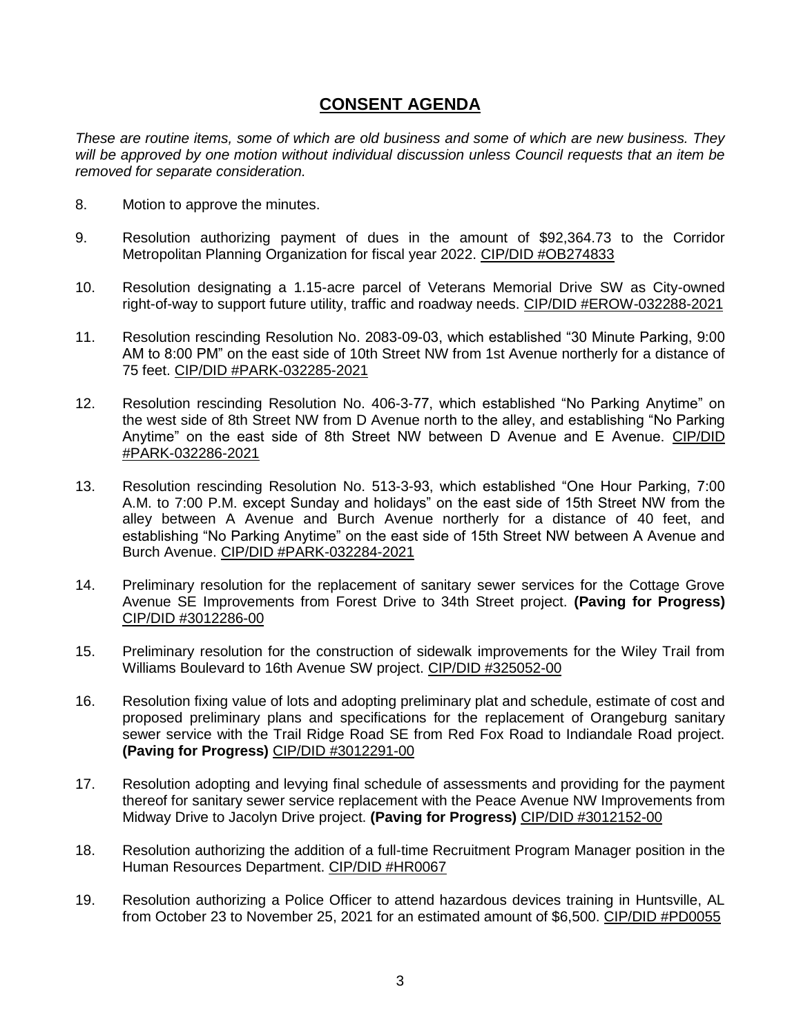# CONSENT AGENDA

*These are routine items, some of which are old business and some of which are new business. They will be approved by one motion without individual discussion unless Council requests that an item be removed for separate consideration.*

8. Motion to approve the minutes.

9. Resolution authorizing payment of dues in the amount of $92,364.73 to the Corridor Metropolitan Planning Organization for fiscal year 2022. CIP/DID #OB274833

10. Resolution designating a 1.15-acre parcel of Veterans Memorial Drive SW as City-owned right-of-way to support future utility, traffic and roadway needs. CIP/DID #EROW-032288-2021

11. Resolution rescinding Resolution No. 2083-09-03, which established "30 Minute Parking, 9:00 AM to 8:00 PM" on the east side of 10th Street NW from 1st Avenue northerly for a distance of 75 feet. CIP/DID #PARK-032285-2021

12. Resolution rescinding Resolution No. 406-3-77, which established "No Parking Anytime" on the west side of 8th Street NW from D Avenue north to the alley, and establishing "No Parking Anytime" on the east side of 8th Street NW between D Avenue and E Avenue. CIP/DID #PARK-032286-2021

13. Resolution rescinding Resolution No. 513-3-93, which established "One Hour Parking, 7:00 A.M. to 7:00 P.M. except Sunday and holidays" on the east side of 15th Street NW from the alley between A Avenue and Burch Avenue northerly for a distance of 40 feet, and establishing "No Parking Anytime" on the east side of 15th Street NW between A Avenue and Burch Avenue. CIP/DID #PARK-032284-2021

14. Preliminary resolution for the replacement of sanitary sewer services for the Cottage Grove Avenue SE Improvements from Forest Drive to 34th Street project. **(Paving for Progress)** CIP/DID #3012286-00

15. Preliminary resolution for the construction of sidewalk improvements for the Wiley Trail from Williams Boulevard to 16th Avenue SW project. CIP/DID #325052-00

16. Resolution fixing value of lots and adopting preliminary plat and schedule, estimate of cost and proposed preliminary plans and specifications for the replacement of Orangeburg sanitary sewer service with the Trail Ridge Road SE from Red Fox Road to Indiandale Road project. **(Paving for Progress)** CIP/DID #3012291-00

17. Resolution adopting and levying final schedule of assessments and providing for the payment thereof for sanitary sewer service replacement with the Peace Avenue NW Improvements from Midway Drive to Jacolyn Drive project. **(Paving for Progress)** CIP/DID #3012152-00

18. Resolution authorizing the addition of a full-time Recruitment Program Manager position in the Human Resources Department. CIP/DID #HR0067

19. Resolution authorizing a Police Officer to attend hazardous devices training in Huntsville, AL from October 23 to November 25, 2021 for an estimated amount of $6,500. CIP/DID #PD0055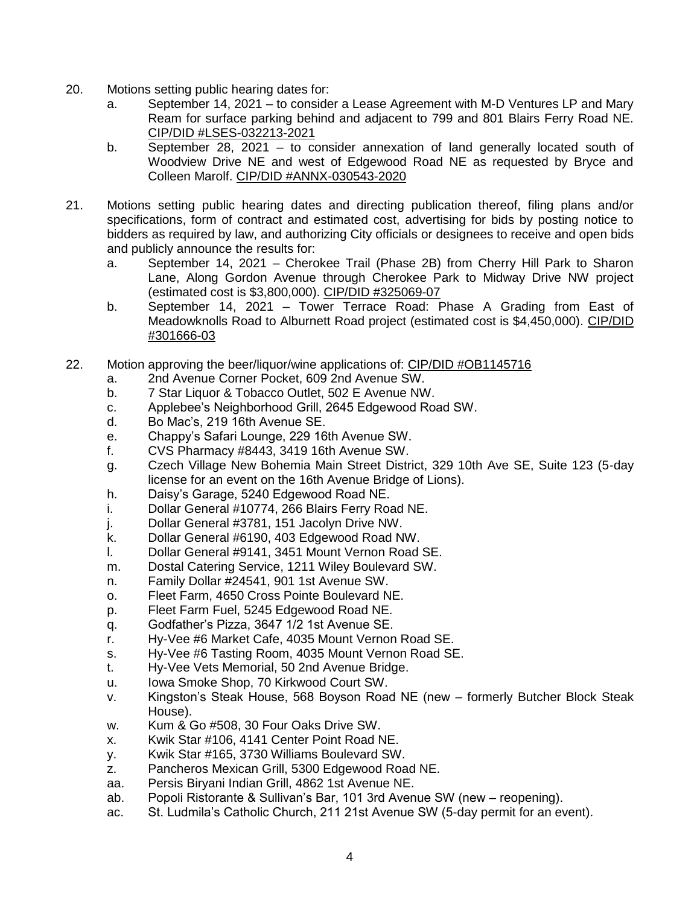20. Motions setting public hearing dates for:
    a. September 14, 2021 – to consider a Lease Agreement with M-D Ventures LP and Mary Ream for surface parking behind and adjacent to 799 and 801 Blairs Ferry Road NE. CIP/DID #LSES-032213-2021
    b. September 28, 2021 – to consider annexation of land generally located south of Woodview Drive NE and west of Edgewood Road NE as requested by Bryce and Colleen Marolf. CIP/DID #ANNX-030543-2020

21. Motions setting public hearing dates and directing publication thereof, filing plans and/or specifications, form of contract and estimated cost, advertising for bids by posting notice to bidders as required by law, and authorizing City officials or designees to receive and open bids and publicly announce the results for:
    a. September 14, 2021 – Cherokee Trail (Phase 2B) from Cherry Hill Park to Sharon Lane, Along Gordon Avenue through Cherokee Park to Midway Drive NW project (estimated cost is $3,800,000). CIP/DID #325069-07
    b. September 14, 2021 – Tower Terrace Road: Phase A Grading from East of Meadowknolls Road to Alburnett Road project (estimated cost is $4,450,000). CIP/DID #301666-03

22. Motion approving the beer/liquor/wine applications of: CIP/DID #OB1145716
    a. 2nd Avenue Corner Pocket, 609 2nd Avenue SW.
    b. 7 Star Liquor & Tobacco Outlet, 502 E Avenue NW.
    c. Applebee's Neighborhood Grill, 2645 Edgewood Road SW.
    d. Bo Mac's, 219 16th Avenue SE.
    e. Chappy's Safari Lounge, 229 16th Avenue SW.
    f. CVS Pharmacy #8443, 3419 16th Avenue SW.
    g. Czech Village New Bohemia Main Street District, 329 10th Ave SE, Suite 123 (5-day license for an event on the 16th Avenue Bridge of Lions).
    h. Daisy's Garage, 5240 Edgewood Road NE.
    i. Dollar General #10774, 266 Blairs Ferry Road NE.
    j. Dollar General #3781, 151 Jacolyn Drive NW.
    k. Dollar General #6190, 403 Edgewood Road NW.
    l. Dollar General #9141, 3451 Mount Vernon Road SE.
    m. Dostal Catering Service, 1211 Wiley Boulevard SW.
    n. Family Dollar #24541, 901 1st Avenue SW.
    o. Fleet Farm, 4650 Cross Pointe Boulevard NE.
    p. Fleet Farm Fuel, 5245 Edgewood Road NE.
    q. Godfather's Pizza, 3647 1/2 1st Avenue SE.
    r. Hy-Vee #6 Market Cafe, 4035 Mount Vernon Road SE.
    s. Hy-Vee #6 Tasting Room, 4035 Mount Vernon Road SE.
    t. Hy-Vee Vets Memorial, 50 2nd Avenue Bridge.
    u. Iowa Smoke Shop, 70 Kirkwood Court SW.
    v. Kingston's Steak House, 568 Boyson Road NE (new – formerly Butcher Block Steak House).
    w. Kum & Go #508, 30 Four Oaks Drive SW.
    x. Kwik Star #106, 4141 Center Point Road NE.
    y. Kwik Star #165, 3730 Williams Boulevard SW.
    z. Pancheros Mexican Grill, 5300 Edgewood Road NE.
    aa. Persis Biryani Indian Grill, 4862 1st Avenue NE.
    ab. Popoli Ristorante & Sullivan's Bar, 101 3rd Avenue SW (new – reopening).
    ac. St. Ludmila's Catholic Church, 211 21st Avenue SW (5-day permit for an event).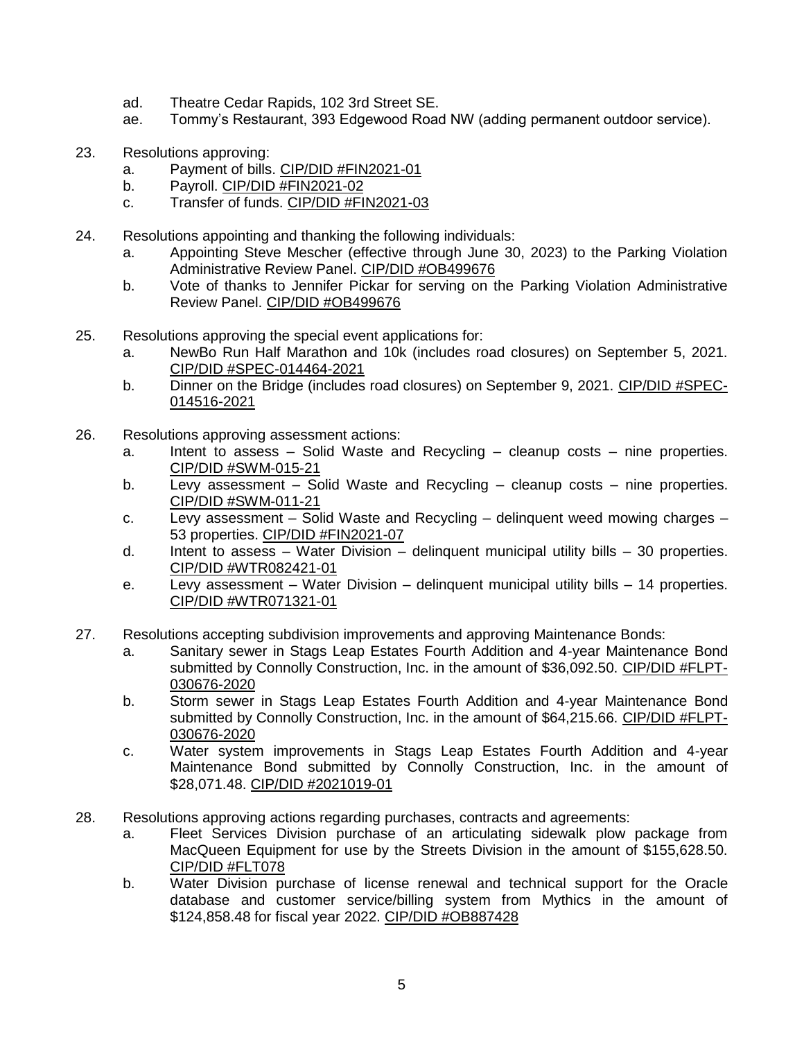ad. Theatre Cedar Rapids, 102 3rd Street SE.
ae. Tommy's Restaurant, 393 Edgewood Road NW (adding permanent outdoor service).

23. Resolutions approving:
    a. Payment of bills. CIP/DID #FIN2021-01
    b. Payroll. CIP/DID #FIN2021-02
    c. Transfer of funds. CIP/DID #FIN2021-03

24. Resolutions appointing and thanking the following individuals:
    a. Appointing Steve Mescher (effective through June 30, 2023) to the Parking Violation Administrative Review Panel. CIP/DID #OB499676
    b. Vote of thanks to Jennifer Pickar for serving on the Parking Violation Administrative Review Panel. CIP/DID #OB499676

25. Resolutions approving the special event applications for:
    a. NewBo Run Half Marathon and 10k (includes road closures) on September 5, 2021. CIP/DID #SPEC-014464-2021
    b. Dinner on the Bridge (includes road closures) on September 9, 2021. CIP/DID #SPEC-014516-2021

26. Resolutions approving assessment actions:
    a. Intent to assess – Solid Waste and Recycling – cleanup costs – nine properties. CIP/DID #SWM-015-21
    b. Levy assessment – Solid Waste and Recycling – cleanup costs – nine properties. CIP/DID #SWM-011-21
    c. Levy assessment – Solid Waste and Recycling – delinquent weed mowing charges – 53 properties. CIP/DID #FIN2021-07
    d. Intent to assess – Water Division – delinquent municipal utility bills – 30 properties. CIP/DID #WTR082421-01
    e. Levy assessment – Water Division – delinquent municipal utility bills – 14 properties. CIP/DID #WTR071321-01

27. Resolutions accepting subdivision improvements and approving Maintenance Bonds:
    a. Sanitary sewer in Stags Leap Estates Fourth Addition and 4-year Maintenance Bond submitted by Connolly Construction, Inc. in the amount of $36,092.50. CIP/DID #FLPT-030676-2020
    b. Storm sewer in Stags Leap Estates Fourth Addition and 4-year Maintenance Bond submitted by Connolly Construction, Inc. in the amount of $64,215.66. CIP/DID #FLPT-030676-2020
    c. Water system improvements in Stags Leap Estates Fourth Addition and 4-year Maintenance Bond submitted by Connolly Construction, Inc. in the amount of $28,071.48. CIP/DID #2021019-01

28. Resolutions approving actions regarding purchases, contracts and agreements:
    a. Fleet Services Division purchase of an articulating sidewalk plow package from MacQueen Equipment for use by the Streets Division in the amount of $155,628.50. CIP/DID #FLT078
    b. Water Division purchase of license renewal and technical support for the Oracle database and customer service/billing system from Mythics in the amount of $124,858.48 for fiscal year 2022. CIP/DID #OB887428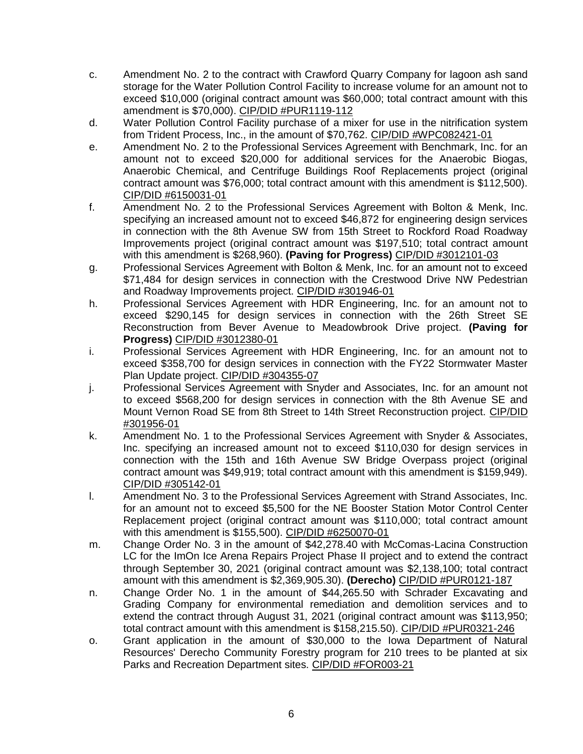c. Amendment No. 2 to the contract with Crawford Quarry Company for lagoon ash sand storage for the Water Pollution Control Facility to increase volume for an amount not to exceed $10,000 (original contract amount was $60,000; total contract amount with this amendment is $70,000). CIP/DID #PUR1119-112

d. Water Pollution Control Facility purchase of a mixer for use in the nitrification system from Trident Process, Inc., in the amount of $70,762. CIP/DID #WPC082421-01

e. Amendment No. 2 to the Professional Services Agreement with Benchmark, Inc. for an amount not to exceed $20,000 for additional services for the Anaerobic Biogas, Anaerobic Chemical, and Centrifuge Buildings Roof Replacements project (original contract amount was $76,000; total contract amount with this amendment is $112,500). CIP/DID #6150031-01

f. Amendment No. 2 to the Professional Services Agreement with Bolton & Menk, Inc. specifying an increased amount not to exceed $46,872 for engineering design services in connection with the 8th Avenue SW from 15th Street to Rockford Road Roadway Improvements project (original contract amount was $197,510; total contract amount with this amendment is $268,960). **(Paving for Progress)** CIP/DID #3012101-03

g. Professional Services Agreement with Bolton & Menk, Inc. for an amount not to exceed $71,484 for design services in connection with the Crestwood Drive NW Pedestrian and Roadway Improvements project. CIP/DID #301946-01

h. Professional Services Agreement with HDR Engineering, Inc. for an amount not to exceed $290,145 for design services in connection with the 26th Street SE Reconstruction from Bever Avenue to Meadowbrook Drive project. **(Paving for Progress)** CIP/DID #3012380-01

i. Professional Services Agreement with HDR Engineering, Inc. for an amount not to exceed $358,700 for design services in connection with the FY22 Stormwater Master Plan Update project. CIP/DID #304355-07

j. Professional Services Agreement with Snyder and Associates, Inc. for an amount not to exceed $568,200 for design services in connection with the 8th Avenue SE and Mount Vernon Road SE from 8th Street to 14th Street Reconstruction project. CIP/DID #301956-01

k. Amendment No. 1 to the Professional Services Agreement with Snyder & Associates, Inc. specifying an increased amount not to exceed $110,030 for design services in connection with the 15th and 16th Avenue SW Bridge Overpass project (original contract amount was $49,919; total contract amount with this amendment is $159,949). CIP/DID #305142-01

l. Amendment No. 3 to the Professional Services Agreement with Strand Associates, Inc. for an amount not to exceed $5,500 for the NE Booster Station Motor Control Center Replacement project (original contract amount was $110,000; total contract amount with this amendment is $155,500). CIP/DID #6250070-01

m. Change Order No. 3 in the amount of $42,278.40 with McComas-Lacina Construction LC for the ImOn Ice Arena Repairs Project Phase II project and to extend the contract through September 30, 2021 (original contract amount was $2,138,100; total contract amount with this amendment is $2,369,905.30). **(Derecho)** CIP/DID #PUR0121-187

n. Change Order No. 1 in the amount of $44,265.50 with Schrader Excavating and Grading Company for environmental remediation and demolition services and to extend the contract through August 31, 2021 (original contract amount was $113,950; total contract amount with this amendment is $158,215.50). CIP/DID #PUR0321-246

o. Grant application in the amount of $30,000 to the Iowa Department of Natural Resources' Derecho Community Forestry program for 210 trees to be planted at six Parks and Recreation Department sites. CIP/DID #FOR003-21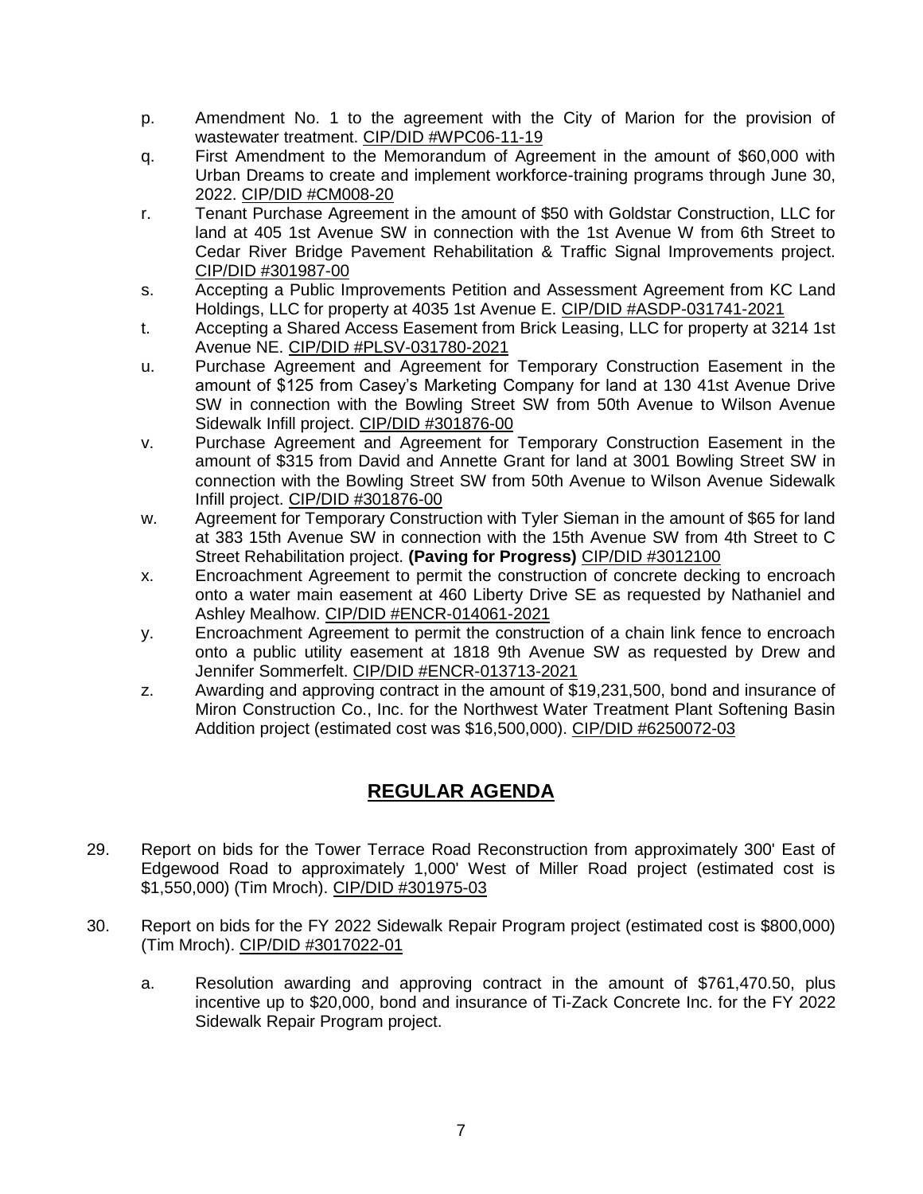p. Amendment No. 1 to the agreement with the City of Marion for the provision of wastewater treatment. CIP/DID #WPC06-11-19

q. First Amendment to the Memorandum of Agreement in the amount of $60,000 with Urban Dreams to create and implement workforce-training programs through June 30, 2022. CIP/DID #CM008-20

r. Tenant Purchase Agreement in the amount of $50 with Goldstar Construction, LLC for land at 405 1st Avenue SW in connection with the 1st Avenue W from 6th Street to Cedar River Bridge Pavement Rehabilitation & Traffic Signal Improvements project. CIP/DID #301987-00

s. Accepting a Public Improvements Petition and Assessment Agreement from KC Land Holdings, LLC for property at 4035 1st Avenue E. CIP/DID #ASDP-031741-2021

t. Accepting a Shared Access Easement from Brick Leasing, LLC for property at 3214 1st Avenue NE. CIP/DID #PLSV-031780-2021

u. Purchase Agreement and Agreement for Temporary Construction Easement in the amount of $125 from Casey's Marketing Company for land at 130 41st Avenue Drive SW in connection with the Bowling Street SW from 50th Avenue to Wilson Avenue Sidewalk Infill project. CIP/DID #301876-00

v. Purchase Agreement and Agreement for Temporary Construction Easement in the amount of $315 from David and Annette Grant for land at 3001 Bowling Street SW in connection with the Bowling Street SW from 50th Avenue to Wilson Avenue Sidewalk Infill project. CIP/DID #301876-00

w. Agreement for Temporary Construction with Tyler Sieman in the amount of $65 for land at 383 15th Avenue SW in connection with the 15th Avenue SW from 4th Street to C Street Rehabilitation project. **(Paving for Progress)** CIP/DID #3012100

x. Encroachment Agreement to permit the construction of concrete decking to encroach onto a water main easement at 460 Liberty Drive SE as requested by Nathaniel and Ashley Mealhow. CIP/DID #ENCR-014061-2021

y. Encroachment Agreement to permit the construction of a chain link fence to encroach onto a public utility easement at 1818 9th Avenue SW as requested by Drew and Jennifer Sommerfelt. CIP/DID #ENCR-013713-2021

z. Awarding and approving contract in the amount of $19,231,500, bond and insurance of Miron Construction Co., Inc. for the Northwest Water Treatment Plant Softening Basin Addition project (estimated cost was $16,500,000). CIP/DID #6250072-03

## REGULAR AGENDA

29. Report on bids for the Tower Terrace Road Reconstruction from approximately 300' East of Edgewood Road to approximately 1,000' West of Miller Road project (estimated cost is $1,550,000) (Tim Mroch). CIP/DID #301975-03

30. Report on bids for the FY 2022 Sidewalk Repair Program project (estimated cost is $800,000) (Tim Mroch). CIP/DID #3017022-01

    a. Resolution awarding and approving contract in the amount of $761,470.50, plus incentive up to $20,000, bond and insurance of Ti-Zack Concrete Inc. for the FY 2022 Sidewalk Repair Program project.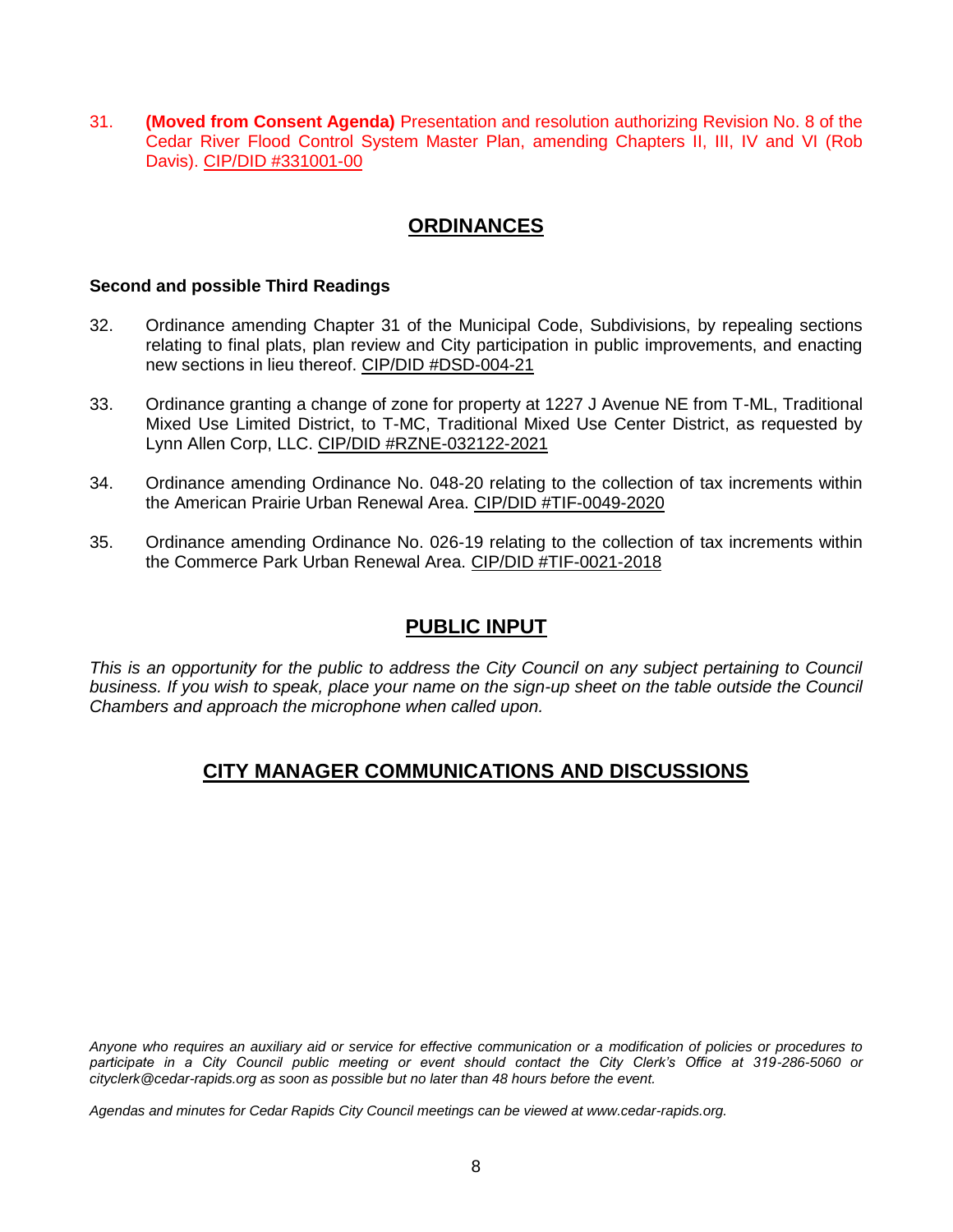31. **(Moved from Consent Agenda)** Presentation and resolution authorizing Revision No. 8 of the Cedar River Flood Control System Master Plan, amending Chapters II, III, IV and VI (Rob Davis). CIP/DID #331001-00

## ORDINANCES

**Second and possible Third Readings**

32. Ordinance amending Chapter 31 of the Municipal Code, Subdivisions, by repealing sections relating to final plats, plan review and City participation in public improvements, and enacting new sections in lieu thereof. CIP/DID #DSD-004-21

33. Ordinance granting a change of zone for property at 1227 J Avenue NE from T-ML, Traditional Mixed Use Limited District, to T-MC, Traditional Mixed Use Center District, as requested by Lynn Allen Corp, LLC. CIP/DID #RZNE-032122-2021

34. Ordinance amending Ordinance No. 048-20 relating to the collection of tax increments within the American Prairie Urban Renewal Area. CIP/DID #TIF-0049-2020

35. Ordinance amending Ordinance No. 026-19 relating to the collection of tax increments within the Commerce Park Urban Renewal Area. CIP/DID #TIF-0021-2018

## PUBLIC INPUT

*This is an opportunity for the public to address the City Council on any subject pertaining to Council business. If you wish to speak, place your name on the sign-up sheet on the table outside the Council Chambers and approach the microphone when called upon.*

## CITY MANAGER COMMUNICATIONS AND DISCUSSIONS

*Anyone who requires an auxiliary aid or service for effective communication or a modification of policies or procedures to participate in a City Council public meeting or event should contact the City Clerk's Office at 319-286-5060 or cityclerk@cedar-rapids.org as soon as possible but no later than 48 hours before the event.*

*Agendas and minutes for Cedar Rapids City Council meetings can be viewed at www.cedar-rapids.org.*